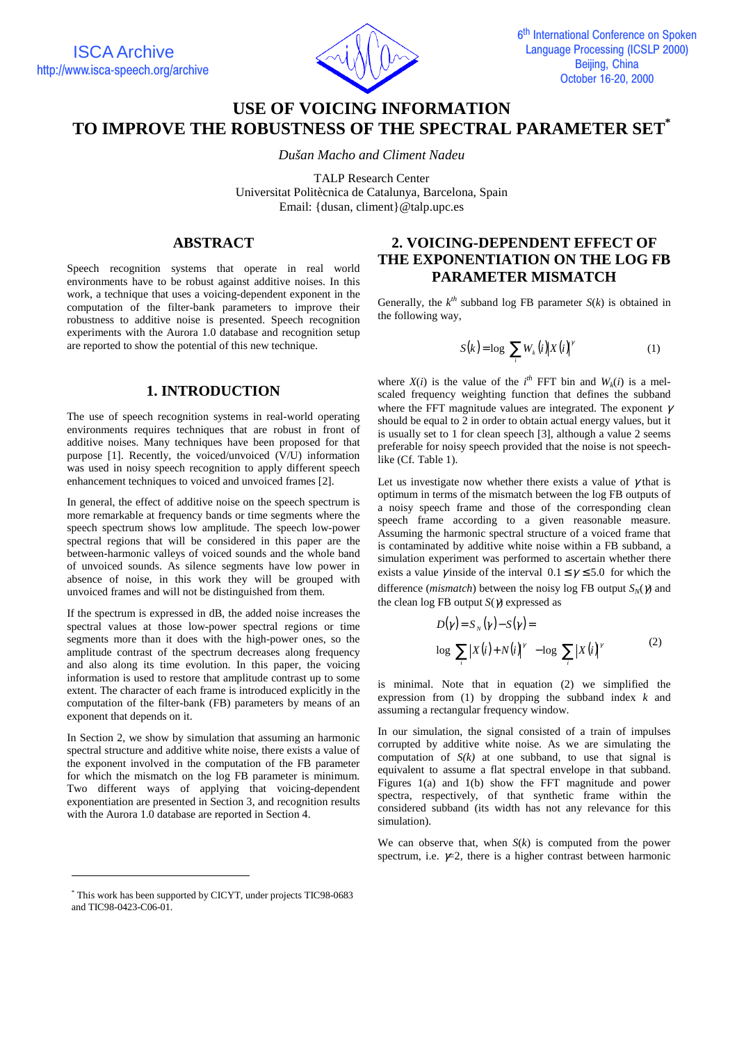# USE OF VOICING INFORMATION TO IMPROVE THE ROBUSTNESS OF THE SPECTRAL PARAMETER SET*

*Dušan Macho and Climent Nadeu*

TALP Research Center
Universitat Politècnica de Catalunya, Barcelona, Spain
Email: {dusan, climent}@talp.upc.es

## ABSTRACT

Speech recognition systems that operate in real world environments have to be robust against additive noises. In this work, a technique that uses a voicing-dependent exponent in the computation of the filter-bank parameters to improve their robustness to additive noise is presented. Speech recognition experiments with the Aurora 1.0 database and recognition setup are reported to show the potential of this new technique.

## 1. INTRODUCTION

The use of speech recognition systems in real-world operating environments requires techniques that are robust in front of additive noises. Many techniques have been proposed for that purpose [1]. Recently, the voiced/unvoiced (V/U) information was used in noisy speech recognition to apply different speech enhancement techniques to voiced and unvoiced frames [2].

In general, the effect of additive noise on the speech spectrum is more remarkable at frequency bands or time segments where the speech spectrum shows low amplitude. The speech low-power spectral regions that will be considered in this paper are the between-harmonic valleys of voiced sounds and the whole band of unvoiced sounds. As silence segments have low power in absence of noise, in this work they will be grouped with unvoiced frames and will not be distinguished from them.

If the spectrum is expressed in dB, the added noise increases the spectral values at those low-power spectral regions or time segments more than it does with the high-power ones, so the amplitude contrast of the spectrum decreases along frequency and also along its time evolution. In this paper, the voicing information is used to restore that amplitude contrast up to some extent. The character of each frame is introduced explicitly in the computation of the filter-bank (FB) parameters by means of an exponent that depends on it.

In Section 2, we show by simulation that assuming an harmonic spectral structure and additive white noise, there exists a value of the exponent involved in the computation of the FB parameter for which the mismatch on the log FB parameter is minimum. Two different ways of applying that voicing-dependent exponentiation are presented in Section 3, and recognition results with the Aurora 1.0 database are reported in Section 4.

## 2. VOICING-DEPENDENT EFFECT OF THE EXPONENTIATION ON THE LOG FB PARAMETER MISMATCH

Generally, the $k^{th}$ subband log FB parameter $S(k)$ is obtained in the following way,

$$S(k) = \log \sum_i W_k(i) |X(i)|^\gamma \tag{1}$$

where $X(i)$ is the value of the $i^{th}$ FFT bin and $W_k(i)$ is a mel-scaled frequency weighting function that defines the subband where the FFT magnitude values are integrated. The exponent $\gamma$ should be equal to 2 in order to obtain actual energy values, but it is usually set to 1 for clean speech [3], although a value 2 seems preferable for noisy speech provided that the noise is not speech-like (Cf. Table 1).

Let us investigate now whether there exists a value of $\gamma$ that is optimum in terms of the mismatch between the log FB outputs of a noisy speech frame and those of the corresponding clean speech frame according to a given reasonable measure. Assuming the harmonic spectral structure of a voiced frame that is contaminated by additive white noise within a FB subband, a simulation experiment was performed to ascertain whether there exists a value $\gamma$ inside of the interval $0.1 \le \gamma \le 5.0$ for which the difference (*mismatch*) between the noisy log FB output $S_N(\gamma)$ and the clean log FB output $S(\gamma)$ expressed as

$$D(\gamma) = S_N(\gamma) - S(\gamma) = \log \sum_i |X(i) + N(i)|^\gamma - \log \sum_i |X(i)|^\gamma \tag{2}$$

is minimal. Note that in equation (2) we simplified the expression from (1) by dropping the subband index $k$ and assuming a rectangular frequency window.

In our simulation, the signal consisted of a train of impulses corrupted by additive white noise. As we are simulating the computation of $S(k)$ at one subband, to use that signal is equivalent to assume a flat spectral envelope in that subband. Figures 1(a) and 1(b) show the FFT magnitude and power spectra, respectively, of that synthetic frame within the considered subband (its width has not any relevance for this simulation).

We can observe that, when $S(k)$ is computed from the power spectrum, i.e. $\gamma$=2, there is a higher contrast between harmonic

---

* This work has been supported by CICYT, under projects TIC98-0683 and TIC98-0423-C06-01.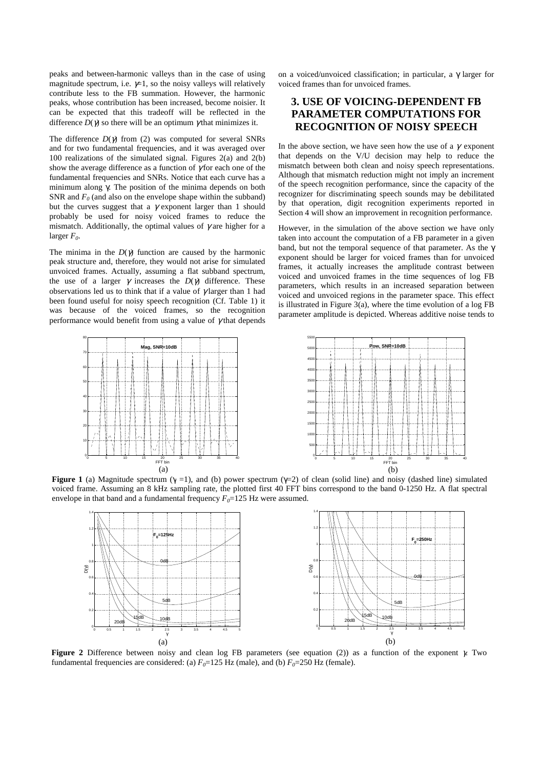peaks and between-harmonic valleys than in the case of using magnitude spectrum, i.e. $\gamma=1$, so the noisy valleys will relatively contribute less to the FB summation. However, the harmonic peaks, whose contribution has been increased, become noisier. It can be expected that this tradeoff will be reflected in the difference $D(\gamma)$ so there will be an optimum $\gamma$ that minimizes it.

The difference $D(\gamma)$ from (2) was computed for several SNRs and for two fundamental frequencies, and it was averaged over 100 realizations of the simulated signal. Figures 2(a) and 2(b) show the average difference as a function of $\gamma$ for each one of the fundamental frequencies and SNRs. Notice that each curve has a minimum along $\gamma$. The position of the minima depends on both SNR and $F_0$ (and also on the envelope shape within the subband) but the curves suggest that a $\gamma$ exponent larger than 1 should probably be used for noisy voiced frames to reduce the mismatch. Additionally, the optimal values of $\gamma$ are higher for a larger $F_0$.

The minima in the $D(\gamma)$ function are caused by the harmonic peak structure and, therefore, they would not arise for simulated unvoiced frames. Actually, assuming a flat subband spectrum, the use of a larger $\gamma$ increases the $D(\gamma)$ difference. These observations led us to think that if a value of $\gamma$ larger than 1 had been found useful for noisy speech recognition (Cf. Table 1) it was because of the voiced frames, so the recognition performance would benefit from using a value of $\gamma$ that depends on a voiced/unvoiced classification; in particular, a $\gamma$ larger for voiced frames than for unvoiced frames.

## 3. USE OF VOICING-DEPENDENT FB PARAMETER COMPUTATIONS FOR RECOGNITION OF NOISY SPEECH

In the above section, we have seen how the use of a $\gamma$ exponent that depends on the V/U decision may help to reduce the mismatch between both clean and noisy speech representations. Although that mismatch reduction might not imply an increment of the speech recognition performance, since the capacity of the recognizer for discriminating speech sounds may be debilitated by that operation, digit recognition experiments reported in Section 4 will show an improvement in recognition performance.

However, in the simulation of the above section we have only taken into account the computation of a FB parameter in a given band, but not the temporal sequence of that parameter. As the $\gamma$ exponent should be larger for voiced frames than for unvoiced frames, it actually increases the amplitude contrast between voiced and unvoiced frames in the time sequences of log FB parameters, which results in an increased separation between voiced and unvoiced regions in the parameter space. This effect is illustrated in Figure 3(a), where the time evolution of a log FB parameter amplitude is depicted. Whereas additive noise tends to

**Figure 1** (a) Magnitude spectrum ($\gamma=1$), and (b) power spectrum ($\gamma=2$) of clean (solid line) and noisy (dashed line) simulated voiced frame. Assuming an 8 kHz sampling rate, the plotted first 40 FFT bins correspond to the band 0-1250 Hz. A flat spectral envelope in that band and a fundamental frequency $F_0$=125 Hz were assumed.

**Figure 2** Difference between noisy and clean log FB parameters (see equation (2)) as a function of the exponent $\gamma$. Two fundamental frequencies are considered: (a) $F_0$=125 Hz (male), and (b) $F_0$=250 Hz (female).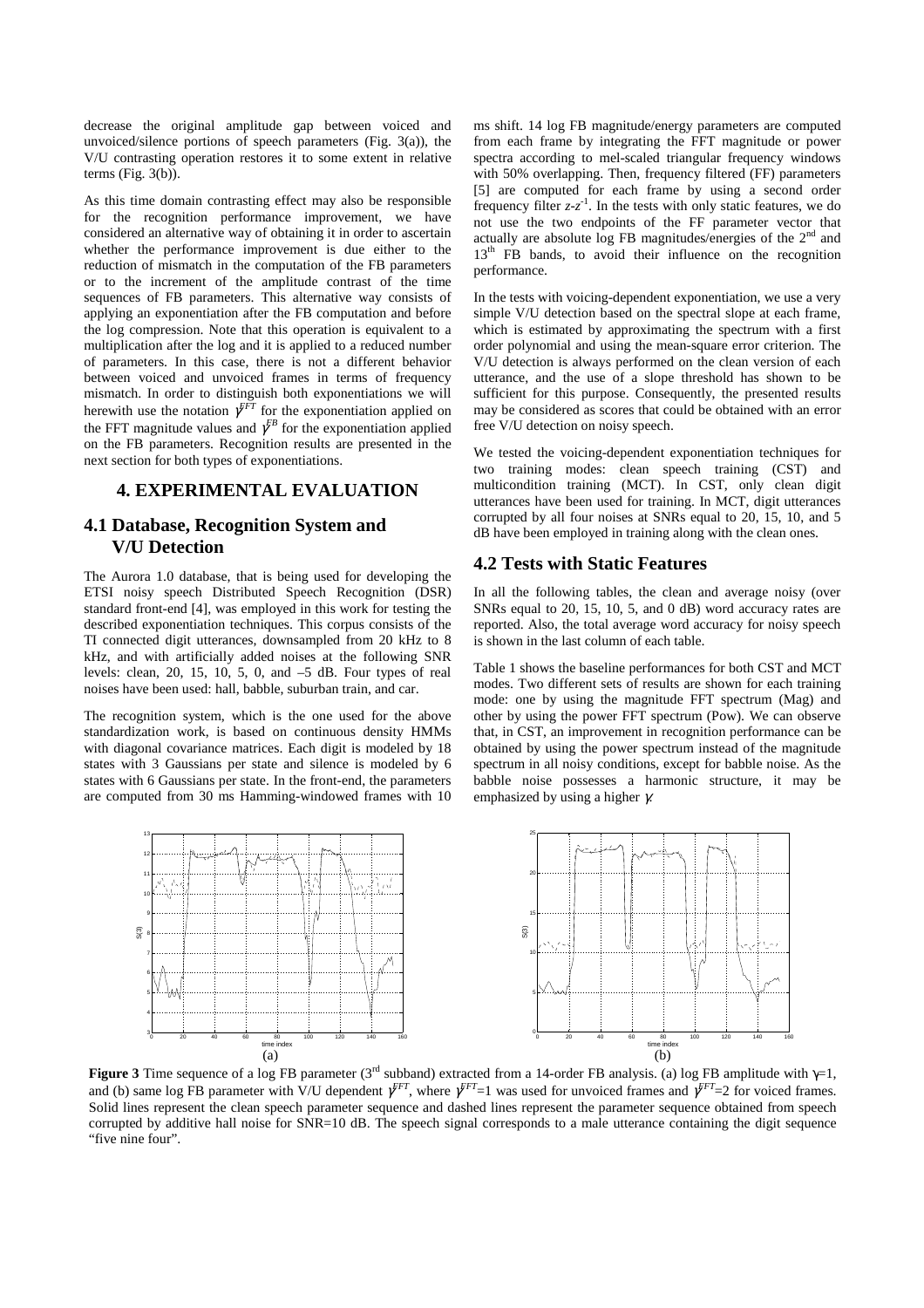decrease the original amplitude gap between voiced and unvoiced/silence portions of speech parameters (Fig. 3(a)), the V/U contrasting operation restores it to some extent in relative terms (Fig. 3(b)).

As this time domain contrasting effect may also be responsible for the recognition performance improvement, we have considered an alternative way of obtaining it in order to ascertain whether the performance improvement is due either to the reduction of mismatch in the computation of the FB parameters or to the increment of the amplitude contrast of the time sequences of FB parameters. This alternative way consists of applying an exponentiation after the FB computation and before the log compression. Note that this operation is equivalent to a multiplication after the log and it is applied to a reduced number of parameters. In this case, there is not a different behavior between voiced and unvoiced frames in terms of frequency mismatch. In order to distinguish both exponentiations we will herewith use the notation $\gamma^{FFT}$ for the exponentiation applied on the FFT magnitude values and $\gamma^{FB}$ for the exponentiation applied on the FB parameters. Recognition results are presented in the next section for both types of exponentiations.

## 4. EXPERIMENTAL EVALUATION

### 4.1 Database, Recognition System and V/U Detection

The Aurora 1.0 database, that is being used for developing the ETSI noisy speech Distributed Speech Recognition (DSR) standard front-end [4], was employed in this work for testing the described exponentiation techniques. This corpus consists of the TI connected digit utterances, downsampled from 20 kHz to 8 kHz, and with artificially added noises at the following SNR levels: clean, 20, 15, 10, 5, 0, and –5 dB. Four types of real noises have been used: hall, babble, suburban train, and car.

The recognition system, which is the one used for the above standardization work, is based on continuous density HMMs with diagonal covariance matrices. Each digit is modeled by 18 states with 3 Gaussians per state and silence is modeled by 6 states with 6 Gaussians per state. In the front-end, the parameters are computed from 30 ms Hamming-windowed frames with 10 ms shift. 14 log FB magnitude/energy parameters are computed from each frame by integrating the FFT magnitude or power spectra according to mel-scaled triangular frequency windows with 50% overlapping. Then, frequency filtered (FF) parameters [5] are computed for each frame by using a second order frequency filter $z$-$z^{-1}$. In the tests with only static features, we do not use the two endpoints of the FF parameter vector that actually are absolute log FB magnitudes/energies of the 2nd and 13th FB bands, to avoid their influence on the recognition performance.

In the tests with voicing-dependent exponentiation, we use a very simple V/U detection based on the spectral slope at each frame, which is estimated by approximating the spectrum with a first order polynomial and using the mean-square error criterion. The V/U detection is always performed on the clean version of each utterance, and the use of a slope threshold has shown to be sufficient for this purpose. Consequently, the presented results may be considered as scores that could be obtained with an error free V/U detection on noisy speech.

We tested the voicing-dependent exponentiation techniques for two training modes: clean speech training (CST) and multicondition training (MCT). In CST, only clean digit utterances have been used for training. In MCT, digit utterances corrupted by all four noises at SNRs equal to 20, 15, 10, and 5 dB have been employed in training along with the clean ones.

### 4.2 Tests with Static Features

In all the following tables, the clean and average noisy (over SNRs equal to 20, 15, 10, 5, and 0 dB) word accuracy rates are reported. Also, the total average word accuracy for noisy speech is shown in the last column of each table.

Table 1 shows the baseline performances for both CST and MCT modes. Two different sets of results are shown for each training mode: one by using the magnitude FFT spectrum (Mag) and other by using the power FFT spectrum (Pow). We can observe that, in CST, an improvement in recognition performance can be obtained by using the power spectrum instead of the magnitude spectrum in all noisy conditions, except for babble noise. As the babble noise possesses a harmonic structure, it may be emphasized by using a higher $\gamma$.

**Figure 3** Time sequence of a log FB parameter (3rd subband) extracted from a 14-order FB analysis. (a) log FB amplitude with $\gamma$=1, and (b) same log FB parameter with V/U dependent $\gamma^{FFT}$, where $\gamma^{FFT}$=1 was used for unvoiced frames and $\gamma^{FFT}$=2 for voiced frames. Solid lines represent the clean speech parameter sequence and dashed lines represent the parameter sequence obtained from speech corrupted by additive hall noise for SNR=10 dB. The speech signal corresponds to a male utterance containing the digit sequence "five nine four".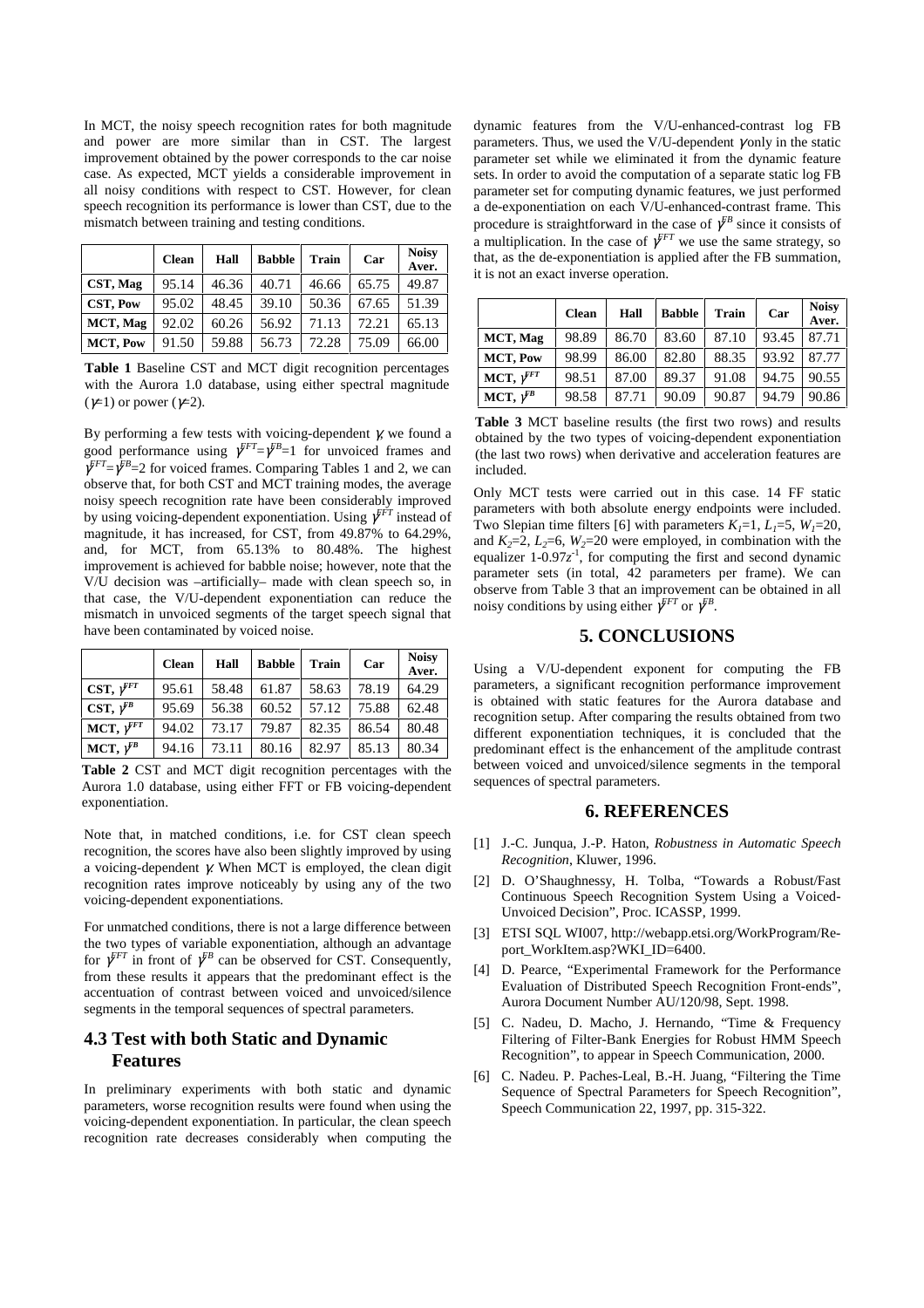In MCT, the noisy speech recognition rates for both magnitude and power are more similar than in CST. The largest improvement obtained by the power corresponds to the car noise case. As expected, MCT yields a considerable improvement in all noisy conditions with respect to CST. However, for clean speech recognition its performance is lower than CST, due to the mismatch between training and testing conditions.

| | Clean | Hall | Babble | Train | Car | Noisy Aver. |
|---|---|---|---|---|---|---|
| CST, Mag | 95.14 | 46.36 | 40.71 | 46.66 | 65.75 | 49.87 |
| CST, Pow | 95.02 | 48.45 | 39.10 | 50.36 | 67.65 | 51.39 |
| MCT, Mag | 92.02 | 60.26 | 56.92 | 71.13 | 72.21 | 65.13 |
| MCT, Pow | 91.50 | 59.88 | 56.73 | 72.28 | 75.09 | 66.00 |

**Table 1** Baseline CST and MCT digit recognition percentages with the Aurora 1.0 database, using either spectral magnitude ($\gamma$=1) or power ($\gamma$=2).

By performing a few tests with voicing-dependent $\gamma$, we found a good performance using $\gamma^{FFT}=\gamma^{FB}=1$ for unvoiced frames and $\gamma^{FFT}=\gamma^{FB}=2$ for voiced frames. Comparing Tables 1 and 2, we can observe that, for both CST and MCT training modes, the average noisy speech recognition rate have been considerably improved by using voicing-dependent exponentiation. Using $\gamma^{FFT}$ instead of magnitude, it has increased, for CST, from 49.87% to 64.29%, and, for MCT, from 65.13% to 80.48%. The highest improvement is achieved for babble noise; however, note that the V/U decision was –artificially– made with clean speech so, in that case, the V/U-dependent exponentiation can reduce the mismatch in unvoiced segments of the target speech signal that have been contaminated by voiced noise.

| | Clean | Hall | Babble | Train | Car | Noisy Aver. |
|---|---|---|---|---|---|---|
| CST, $\gamma^{FFT}$ | 95.61 | 58.48 | 61.87 | 58.63 | 78.19 | 64.29 |
| CST, $\gamma^{FB}$ | 95.69 | 56.38 | 60.52 | 57.12 | 75.88 | 62.48 |
| MCT, $\gamma^{FFT}$ | 94.02 | 73.17 | 79.87 | 82.35 | 86.54 | 80.48 |
| MCT, $\gamma^{FB}$ | 94.16 | 73.11 | 80.16 | 82.97 | 85.13 | 80.34 |

**Table 2** CST and MCT digit recognition percentages with the Aurora 1.0 database, using either FFT or FB voicing-dependent exponentiation.

Note that, in matched conditions, i.e. for CST clean speech recognition, the scores have also been slightly improved by using a voicing-dependent $\gamma$. When MCT is employed, the clean digit recognition rates improve noticeably by using any of the two voicing-dependent exponentiations.

For unmatched conditions, there is not a large difference between the two types of variable exponentiation, although an advantage for $\gamma^{FFT}$ in front of $\gamma^{FB}$ can be observed for CST. Consequently, from these results it appears that the predominant effect is the accentuation of contrast between voiced and unvoiced/silence segments in the temporal sequences of spectral parameters.

## 4.3 Test with both Static and Dynamic Features

In preliminary experiments with both static and dynamic parameters, worse recognition results were found when using the voicing-dependent exponentiation. In particular, the clean speech recognition rate decreases considerably when computing the dynamic features from the V/U-enhanced-contrast log FB parameters. Thus, we used the V/U-dependent $\gamma$ only in the static parameter set while we eliminated it from the dynamic feature sets. In order to avoid the computation of a separate static log FB parameter set for computing dynamic features, we just performed a de-exponentiation on each V/U-enhanced-contrast frame. This procedure is straightforward in the case of $\gamma^{FB}$ since it consists of a multiplication. In the case of $\gamma^{FFT}$ we use the same strategy, so that, as the de-exponentiation is applied after the FB summation, it is not an exact inverse operation.

| | Clean | Hall | Babble | Train | Car | Noisy Aver. |
|---|---|---|---|---|---|---|
| MCT, Mag | 98.89 | 86.70 | 83.60 | 87.10 | 93.45 | 87.71 |
| MCT, Pow | 98.99 | 86.00 | 82.80 | 88.35 | 93.92 | 87.77 |
| MCT, $\gamma^{FFT}$ | 98.51 | 87.00 | 89.37 | 91.08 | 94.75 | 90.55 |
| MCT, $\gamma^{FB}$ | 98.58 | 87.71 | 90.09 | 90.87 | 94.79 | 90.86 |

**Table 3** MCT baseline results (the first two rows) and results obtained by the two types of voicing-dependent exponentiation (the last two rows) when derivative and acceleration features are included.

Only MCT tests were carried out in this case. 14 FF static parameters with both absolute energy endpoints were included. Two Slepian time filters [6] with parameters $K_1$=1, $L_1$=5, $W_1$=20, and $K_2$=2, $L_2$=6, $W_2$=20 were employed, in combination with the equalizer $1-0.97z^{-1}$, for computing the first and second dynamic parameter sets (in total, 42 parameters per frame). We can observe from Table 3 that an improvement can be obtained in all noisy conditions by using either $\gamma^{FFT}$ or $\gamma^{FB}$.

# 5. CONCLUSIONS

Using a V/U-dependent exponent for computing the FB parameters, a significant recognition performance improvement is obtained with static features for the Aurora database and recognition setup. After comparing the results obtained from two different exponentiation techniques, it is concluded that the predominant effect is the enhancement of the amplitude contrast between voiced and unvoiced/silence segments in the temporal sequences of spectral parameters.

# 6. REFERENCES

[1] J.-C. Junqua, J.-P. Haton, *Robustness in Automatic Speech Recognition*, Kluwer, 1996.

[2] D. O'Shaughnessy, H. Tolba, "Towards a Robust/Fast Continuous Speech Recognition System Using a Voiced-Unvoiced Decision", Proc. ICASSP, 1999.

[3] ETSI SQL WI007, http://webapp.etsi.org/WorkProgram/Report_WorkItem.asp?WKI_ID=6400.

[4] D. Pearce, "Experimental Framework for the Performance Evaluation of Distributed Speech Recognition Front-ends", Aurora Document Number AU/120/98, Sept. 1998.

[5] C. Nadeu, D. Macho, J. Hernando, "Time & Frequency Filtering of Filter-Bank Energies for Robust HMM Speech Recognition", to appear in Speech Communication, 2000.

[6] C. Nadeu. P. Paches-Leal, B.-H. Juang, "Filtering the Time Sequence of Spectral Parameters for Speech Recognition", Speech Communication 22, 1997, pp. 315-322.